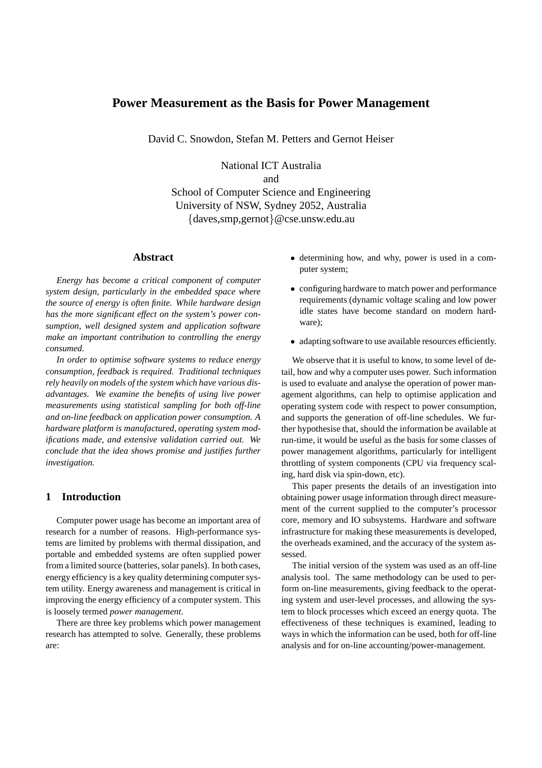# Power Measurement as the Basis for Power Management

David C. Snowdon, Stefan M. Petters and Gernot Heiser

National ICT Australia
and
School of Computer Science and Engineering
University of NSW, Sydney 2052, Australia
{daves,smp,gernot}@cse.unsw.edu.au

## Abstract

*Energy has become a critical component of computer system design, particularly in the embedded space where the source of energy is often finite. While hardware design has the more significant effect on the system's power consumption, well designed system and application software make an important contribution to controlling the energy consumed.*

*In order to optimise software systems to reduce energy consumption, feedback is required. Traditional techniques rely heavily on models of the system which have various disadvantages. We examine the benefits of using live power measurements using statistical sampling for both off-line and on-line feedback on application power consumption. A hardware platform is manufactured, operating system modifications made, and extensive validation carried out. We conclude that the idea shows promise and justifies further investigation.*

## 1 Introduction

Computer power usage has become an important area of research for a number of reasons. High-performance systems are limited by problems with thermal dissipation, and portable and embedded systems are often supplied power from a limited source (batteries, solar panels). In both cases, energy efficiency is a key quality determining computer system utility. Energy awareness and management is critical in improving the energy efficiency of a computer system. This is loosely termed *power management*.

There are three key problems which power management research has attempted to solve. Generally, these problems are:

- determining how, and why, power is used in a computer system;
- configuring hardware to match power and performance requirements (dynamic voltage scaling and low power idle states have become standard on modern hardware);
- adapting software to use available resources efficiently.

We observe that it is useful to know, to some level of detail, how and why a computer uses power. Such information is used to evaluate and analyse the operation of power management algorithms, can help to optimise application and operating system code with respect to power consumption, and supports the generation of off-line schedules. We further hypothesise that, should the information be available at run-time, it would be useful as the basis for some classes of power management algorithms, particularly for intelligent throttling of system components (CPU via frequency scaling, hard disk via spin-down, etc).

This paper presents the details of an investigation into obtaining power usage information through direct measurement of the current supplied to the computer's processor core, memory and IO subsystems. Hardware and software infrastructure for making these measurements is developed, the overheads examined, and the accuracy of the system assessed.

The initial version of the system was used as an off-line analysis tool. The same methodology can be used to perform on-line measurements, giving feedback to the operating system and user-level processes, and allowing the system to block processes which exceed an energy quota. The effectiveness of these techniques is examined, leading to ways in which the information can be used, both for off-line analysis and for on-line accounting/power-management.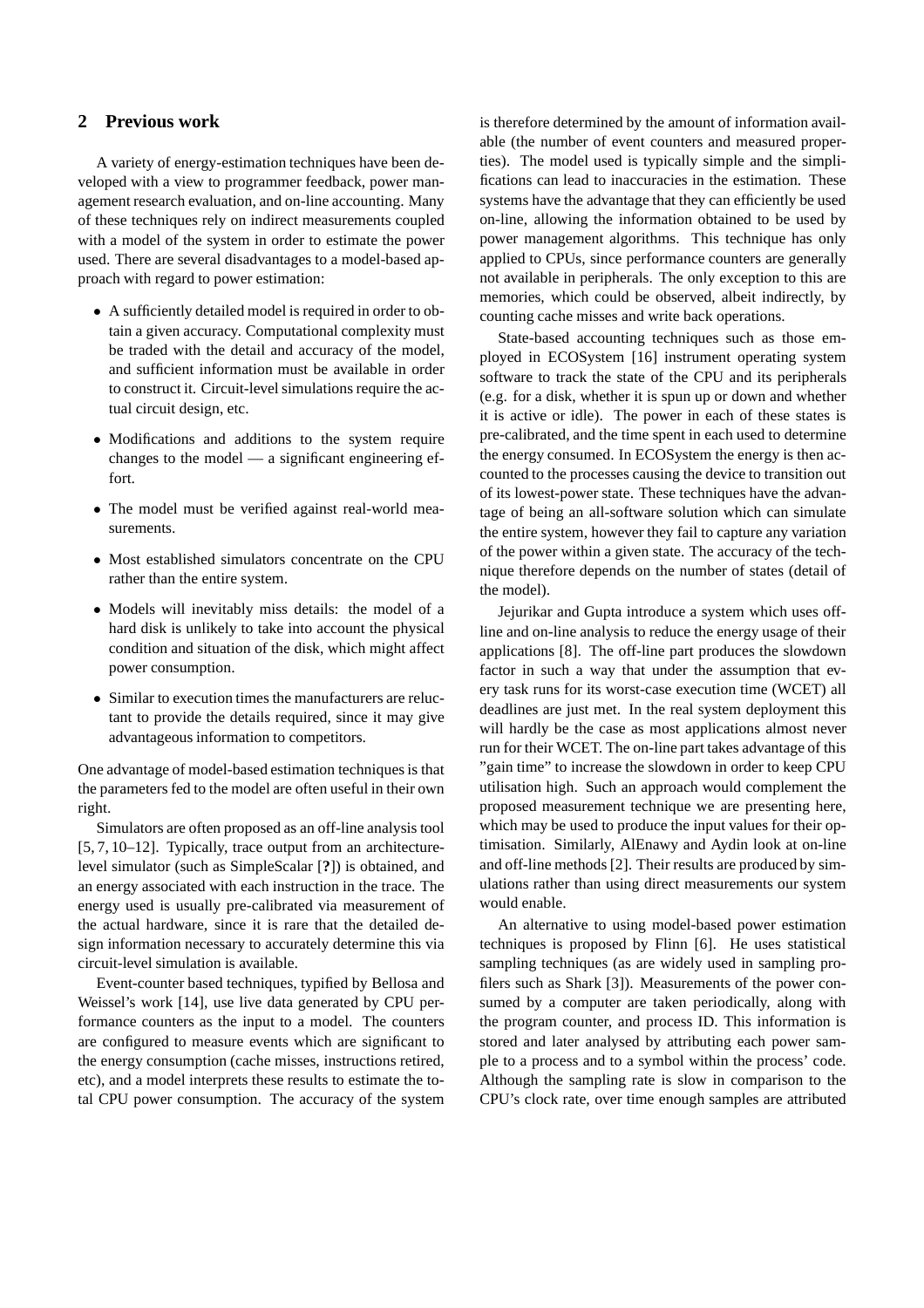## 2 Previous work

A variety of energy-estimation techniques have been developed with a view to programmer feedback, power management research evaluation, and on-line accounting. Many of these techniques rely on indirect measurements coupled with a model of the system in order to estimate the power used. There are several disadvantages to a model-based approach with regard to power estimation:

- A sufficiently detailed model is required in order to obtain a given accuracy. Computational complexity must be traded with the detail and accuracy of the model, and sufficient information must be available in order to construct it. Circuit-level simulations require the actual circuit design, etc.
- Modifications and additions to the system require changes to the model — a significant engineering effort.
- The model must be verified against real-world measurements.
- Most established simulators concentrate on the CPU rather than the entire system.
- Models will inevitably miss details: the model of a hard disk is unlikely to take into account the physical condition and situation of the disk, which might affect power consumption.
- Similar to execution times the manufacturers are reluctant to provide the details required, since it may give advantageous information to competitors.

One advantage of model-based estimation techniques is that the parameters fed to the model are often useful in their own right.

Simulators are often proposed as an off-line analysis tool [5, 7, 10–12]. Typically, trace output from an architecture-level simulator (such as SimpleScalar [**?**]) is obtained, and an energy associated with each instruction in the trace. The energy used is usually pre-calibrated via measurement of the actual hardware, since it is rare that the detailed design information necessary to accurately determine this via circuit-level simulation is available.

Event-counter based techniques, typified by Bellosa and Weissel's work [14], use live data generated by CPU performance counters as the input to a model. The counters are configured to measure events which are significant to the energy consumption (cache misses, instructions retired, etc), and a model interprets these results to estimate the total CPU power consumption. The accuracy of the system is therefore determined by the amount of information available (the number of event counters and measured properties). The model used is typically simple and the simplifications can lead to inaccuracies in the estimation. These systems have the advantage that they can efficiently be used on-line, allowing the information obtained to be used by power management algorithms. This technique has only applied to CPUs, since performance counters are generally not available in peripherals. The only exception to this are memories, which could be observed, albeit indirectly, by counting cache misses and write back operations.

State-based accounting techniques such as those employed in ECOSystem [16] instrument operating system software to track the state of the CPU and its peripherals (e.g. for a disk, whether it is spun up or down and whether it is active or idle). The power in each of these states is pre-calibrated, and the time spent in each used to determine the energy consumed. In ECOSystem the energy is then accounted to the processes causing the device to transition out of its lowest-power state. These techniques have the advantage of being an all-software solution which can simulate the entire system, however they fail to capture any variation of the power within a given state. The accuracy of the technique therefore depends on the number of states (detail of the model).

Jejurikar and Gupta introduce a system which uses off-line and on-line analysis to reduce the energy usage of their applications [8]. The off-line part produces the slowdown factor in such a way that under the assumption that every task runs for its worst-case execution time (WCET) all deadlines are just met. In the real system deployment this will hardly be the case as most applications almost never run for their WCET. The on-line part takes advantage of this "gain time" to increase the slowdown in order to keep CPU utilisation high. Such an approach would complement the proposed measurement technique we are presenting here, which may be used to produce the input values for their optimisation. Similarly, AlEnawy and Aydin look at on-line and off-line methods [2]. Their results are produced by simulations rather than using direct measurements our system would enable.

An alternative to using model-based power estimation techniques is proposed by Flinn [6]. He uses statistical sampling techniques (as are widely used in sampling profilers such as Shark [3]). Measurements of the power consumed by a computer are taken periodically, along with the program counter, and process ID. This information is stored and later analysed by attributing each power sample to a process and to a symbol within the process' code. Although the sampling rate is slow in comparison to the CPU's clock rate, over time enough samples are attributed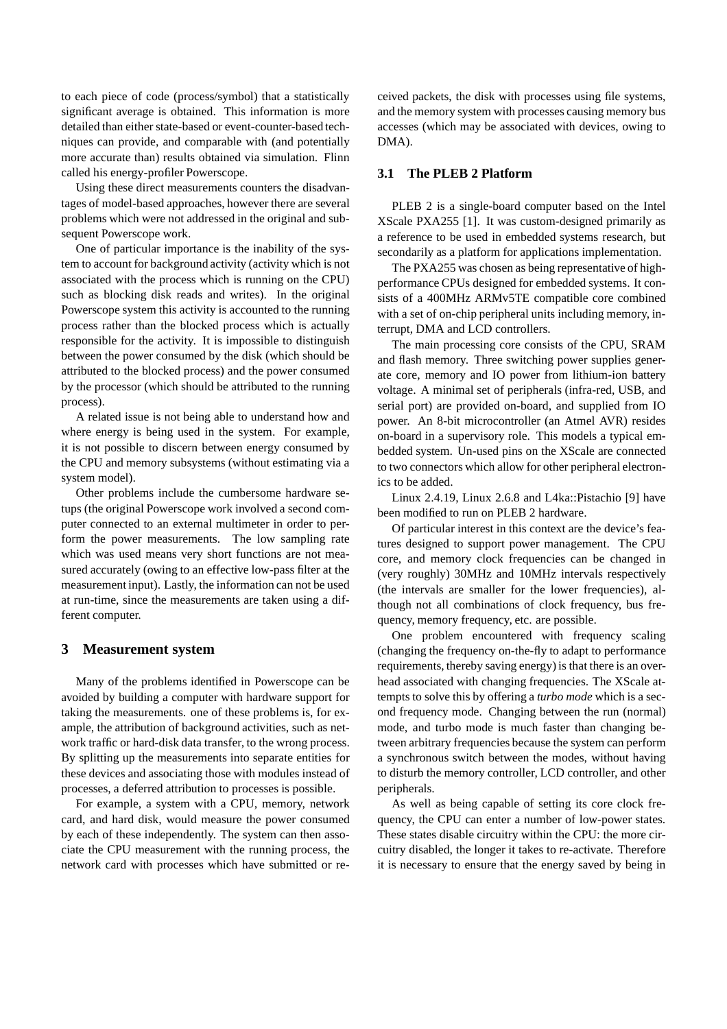to each piece of code (process/symbol) that a statistically significant average is obtained. This information is more detailed than either state-based or event-counter-based techniques can provide, and comparable with (and potentially more accurate than) results obtained via simulation. Flinn called his energy-profiler Powerscope.

Using these direct measurements counters the disadvantages of model-based approaches, however there are several problems which were not addressed in the original and subsequent Powerscope work.

One of particular importance is the inability of the system to account for background activity (activity which is not associated with the process which is running on the CPU) such as blocking disk reads and writes). In the original Powerscope system this activity is accounted to the running process rather than the blocked process which is actually responsible for the activity. It is impossible to distinguish between the power consumed by the disk (which should be attributed to the blocked process) and the power consumed by the processor (which should be attributed to the running process).

A related issue is not being able to understand how and where energy is being used in the system. For example, it is not possible to discern between energy consumed by the CPU and memory subsystems (without estimating via a system model).

Other problems include the cumbersome hardware setups (the original Powerscope work involved a second computer connected to an external multimeter in order to perform the power measurements. The low sampling rate which was used means very short functions are not measured accurately (owing to an effective low-pass filter at the measurement input). Lastly, the information can not be used at run-time, since the measurements are taken using a different computer.

## 3 Measurement system

Many of the problems identified in Powerscope can be avoided by building a computer with hardware support for taking the measurements. one of these problems is, for example, the attribution of background activities, such as network traffic or hard-disk data transfer, to the wrong process. By splitting up the measurements into separate entities for these devices and associating those with modules instead of processes, a deferred attribution to processes is possible.

For example, a system with a CPU, memory, network card, and hard disk, would measure the power consumed by each of these independently. The system can then associate the CPU measurement with the running process, the network card with processes which have submitted or received packets, the disk with processes using file systems, and the memory system with processes causing memory bus accesses (which may be associated with devices, owing to DMA).

### 3.1 The PLEB 2 Platform

PLEB 2 is a single-board computer based on the Intel XScale PXA255 [1]. It was custom-designed primarily as a reference to be used in embedded systems research, but secondarily as a platform for applications implementation.

The PXA255 was chosen as being representative of high-performance CPUs designed for embedded systems. It consists of a 400MHz ARMv5TE compatible core combined with a set of on-chip peripheral units including memory, interrupt, DMA and LCD controllers.

The main processing core consists of the CPU, SRAM and flash memory. Three switching power supplies generate core, memory and IO power from lithium-ion battery voltage. A minimal set of peripherals (infra-red, USB, and serial port) are provided on-board, and supplied from IO power. An 8-bit microcontroller (an Atmel AVR) resides on-board in a supervisory role. This models a typical embedded system. Un-used pins on the XScale are connected to two connectors which allow for other peripheral electronics to be added.

Linux 2.4.19, Linux 2.6.8 and L4ka::Pistachio [9] have been modified to run on PLEB 2 hardware.

Of particular interest in this context are the device's features designed to support power management. The CPU core, and memory clock frequencies can be changed in (very roughly) 30MHz and 10MHz intervals respectively (the intervals are smaller for the lower frequencies), although not all combinations of clock frequency, bus frequency, memory frequency, etc. are possible.

One problem encountered with frequency scaling (changing the frequency on-the-fly to adapt to performance requirements, thereby saving energy) is that there is an overhead associated with changing frequencies. The XScale attempts to solve this by offering a *turbo mode* which is a second frequency mode. Changing between the run (normal) mode, and turbo mode is much faster than changing between arbitrary frequencies because the system can perform a synchronous switch between the modes, without having to disturb the memory controller, LCD controller, and other peripherals.

As well as being capable of setting its core clock frequency, the CPU can enter a number of low-power states. These states disable circuitry within the CPU: the more circuitry disabled, the longer it takes to re-activate. Therefore it is necessary to ensure that the energy saved by being in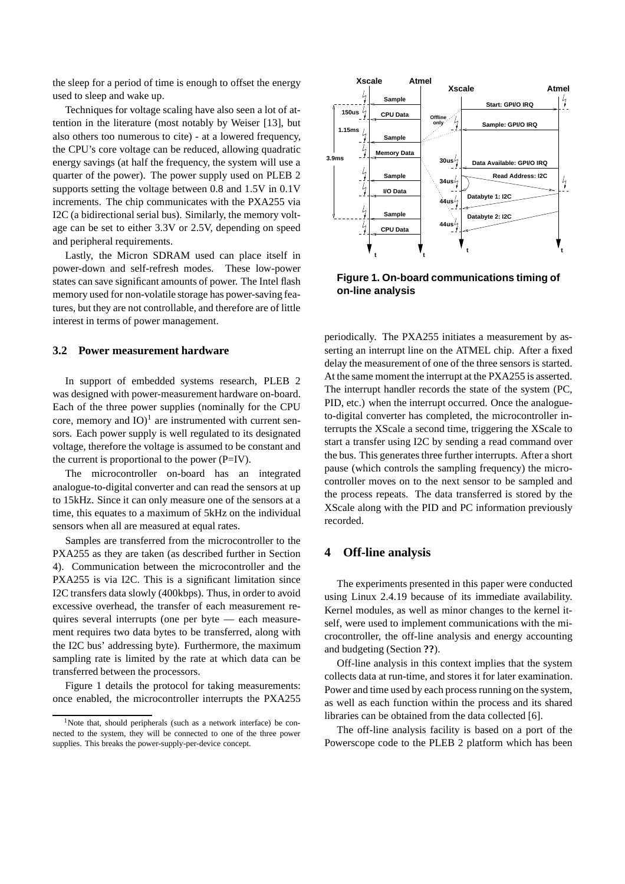the sleep for a period of time is enough to offset the energy used to sleep and wake up.

Techniques for voltage scaling have also seen a lot of attention in the literature (most notably by Weiser [13], but also others too numerous to cite) - at a lowered frequency, the CPU's core voltage can be reduced, allowing quadratic energy savings (at half the frequency, the system will use a quarter of the power). The power supply used on PLEB 2 supports setting the voltage between 0.8 and 1.5V in 0.1V increments. The chip communicates with the PXA255 via I2C (a bidirectional serial bus). Similarly, the memory voltage can be set to either 3.3V or 2.5V, depending on speed and peripheral requirements.

Lastly, the Micron SDRAM used can place itself in power-down and self-refresh modes. These low-power states can save significant amounts of power. The Intel flash memory used for non-volatile storage has power-saving features, but they are not controllable, and therefore are of little interest in terms of power management.

### 3.2 Power measurement hardware

In support of embedded systems research, PLEB 2 was designed with power-measurement hardware on-board. Each of the three power supplies (nominally for the CPU core, memory and IO)[1] are instrumented with current sensors. Each power supply is well regulated to its designated voltage, therefore the voltage is assumed to be constant and the current is proportional to the power (P=IV).

The microcontroller on-board has an integrated analogue-to-digital converter and can read the sensors at up to 15kHz. Since it can only measure one of the sensors at a time, this equates to a maximum of 5kHz on the individual sensors when all are measured at equal rates.

Samples are transferred from the microcontroller to the PXA255 as they are taken (as described further in Section 4). Communication between the microcontroller and the PXA255 is via I2C. This is a significant limitation since I2C transfers data slowly (400kbps). Thus, in order to avoid excessive overhead, the transfer of each measurement requires several interrupts (one per byte — each measurement requires two data bytes to be transferred, along with the I2C bus' addressing byte). Furthermore, the maximum sampling rate is limited by the rate at which data can be transferred between the processors.

Figure 1 details the protocol for taking measurements: once enabled, the microcontroller interrupts the PXA255 periodically. The PXA255 initiates a measurement by asserting an interrupt line on the ATMEL chip. After a fixed delay the measurement of one of the three sensors is started. At the same moment the interrupt at the PXA255 is asserted. The interrupt handler records the state of the system (PC, PID, etc.) when the interrupt occurred. Once the analogue-to-digital converter has completed, the microcontroller interrupts the XScale a second time, triggering the XScale to start a transfer using I2C by sending a read command over the bus. This generates three further interrupts. After a short pause (which controls the sampling frequency) the microcontroller moves on to the next sensor to be sampled and the process repeats. The data transferred is stored by the XScale along with the PID and PC information previously recorded.

**Figure 1. On-board communications timing of on-line analysis**

## 4 Off-line analysis

The experiments presented in this paper were conducted using Linux 2.4.19 because of its immediate availability. Kernel modules, as well as minor changes to the kernel itself, were used to implement communications with the microcontroller, the off-line analysis and energy accounting and budgeting (Section **??**).

Off-line analysis in this context implies that the system collects data at run-time, and stores it for later examination. Power and time used by each process running on the system, as well as each function within the process and its shared libraries can be obtained from the data collected [6].

The off-line analysis facility is based on a port of the Powerscope code to the PLEB 2 platform which has been

[1] Note that, should peripherals (such as a network interface) be connected to the system, they will be connected to one of the three power supplies. This breaks the power-supply-per-device concept.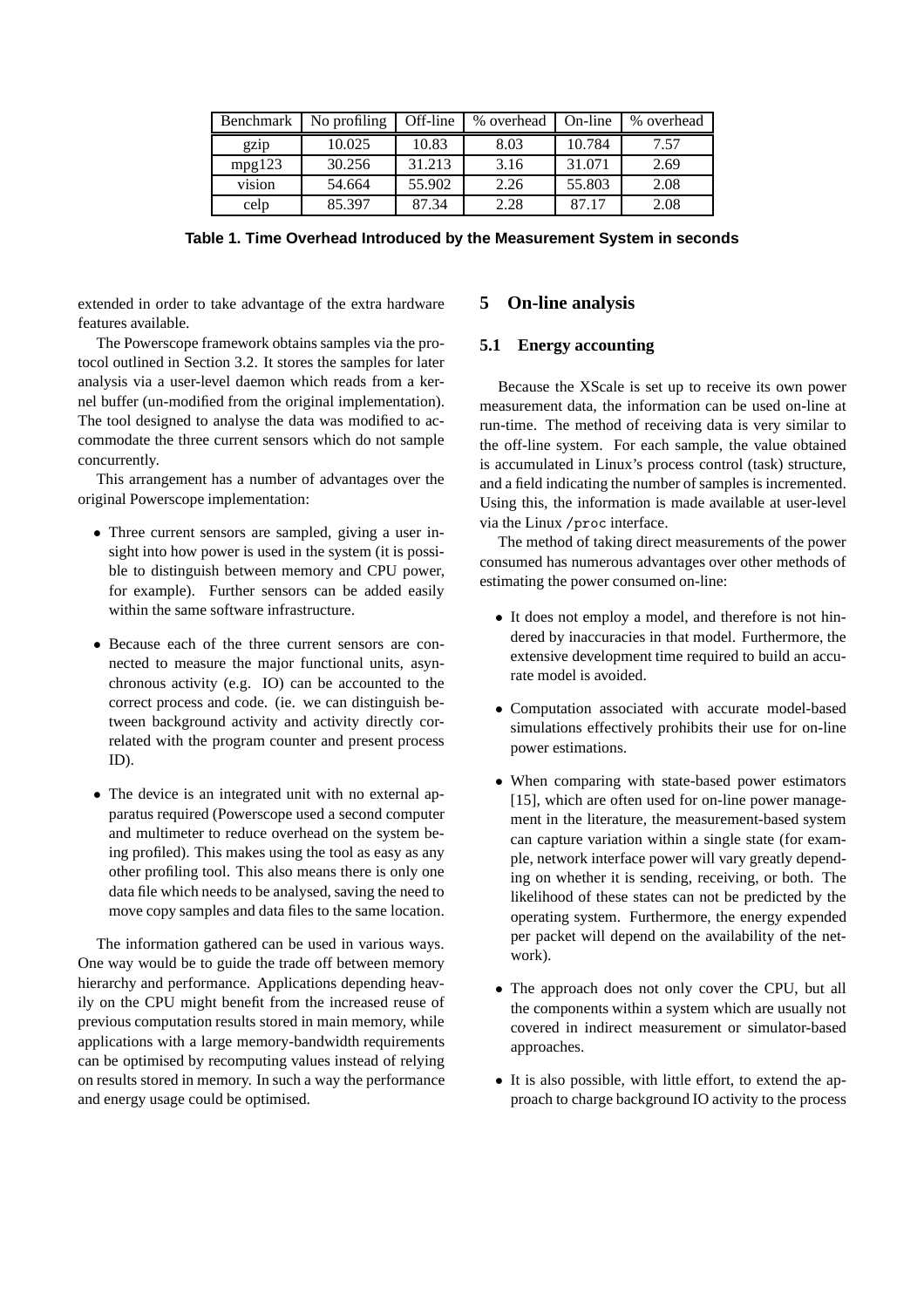| Benchmark | No profiling | Off-line | % overhead | On-line | % overhead |
|---|---|---|---|---|---|
| gzip | 10.025 | 10.83 | 8.03 | 10.784 | 7.57 |
| mpg123 | 30.256 | 31.213 | 3.16 | 31.071 | 2.69 |
| vision | 54.664 | 55.902 | 2.26 | 55.803 | 2.08 |
| celp | 85.397 | 87.34 | 2.28 | 87.17 | 2.08 |

**Table 1. Time Overhead Introduced by the Measurement System in seconds**

extended in order to take advantage of the extra hardware features available.

The Powerscope framework obtains samples via the protocol outlined in Section 3.2. It stores the samples for later analysis via a user-level daemon which reads from a kernel buffer (un-modified from the original implementation). The tool designed to analyse the data was modified to accommodate the three current sensors which do not sample concurrently.

This arrangement has a number of advantages over the original Powerscope implementation:

- Three current sensors are sampled, giving a user insight into how power is used in the system (it is possible to distinguish between memory and CPU power, for example). Further sensors can be added easily within the same software infrastructure.
- Because each of the three current sensors are connected to measure the major functional units, asynchronous activity (e.g. IO) can be accounted to the correct process and code. (ie. we can distinguish between background activity and activity directly correlated with the program counter and present process ID).
- The device is an integrated unit with no external apparatus required (Powerscope used a second computer and multimeter to reduce overhead on the system being profiled). This makes using the tool as easy as any other profiling tool. This also means there is only one data file which needs to be analysed, saving the need to move copy samples and data files to the same location.

The information gathered can be used in various ways. One way would be to guide the trade off between memory hierarchy and performance. Applications depending heavily on the CPU might benefit from the increased reuse of previous computation results stored in main memory, while applications with a large memory-bandwidth requirements can be optimised by recomputing values instead of relying on results stored in memory. In such a way the performance and energy usage could be optimised.

## 5 On-line analysis

### 5.1 Energy accounting

Because the XScale is set up to receive its own power measurement data, the information can be used on-line at run-time. The method of receiving data is very similar to the off-line system. For each sample, the value obtained is accumulated in Linux's process control (task) structure, and a field indicating the number of samples is incremented. Using this, the information is made available at user-level via the Linux /proc interface.

The method of taking direct measurements of the power consumed has numerous advantages over other methods of estimating the power consumed on-line:

- It does not employ a model, and therefore is not hindered by inaccuracies in that model. Furthermore, the extensive development time required to build an accurate model is avoided.
- Computation associated with accurate model-based simulations effectively prohibits their use for on-line power estimations.
- When comparing with state-based power estimators [15], which are often used for on-line power management in the literature, the measurement-based system can capture variation within a single state (for example, network interface power will vary greatly depending on whether it is sending, receiving, or both. The likelihood of these states can not be predicted by the operating system. Furthermore, the energy expended per packet will depend on the availability of the network).
- The approach does not only cover the CPU, but all the components within a system which are usually not covered in indirect measurement or simulator-based approaches.
- It is also possible, with little effort, to extend the approach to charge background IO activity to the process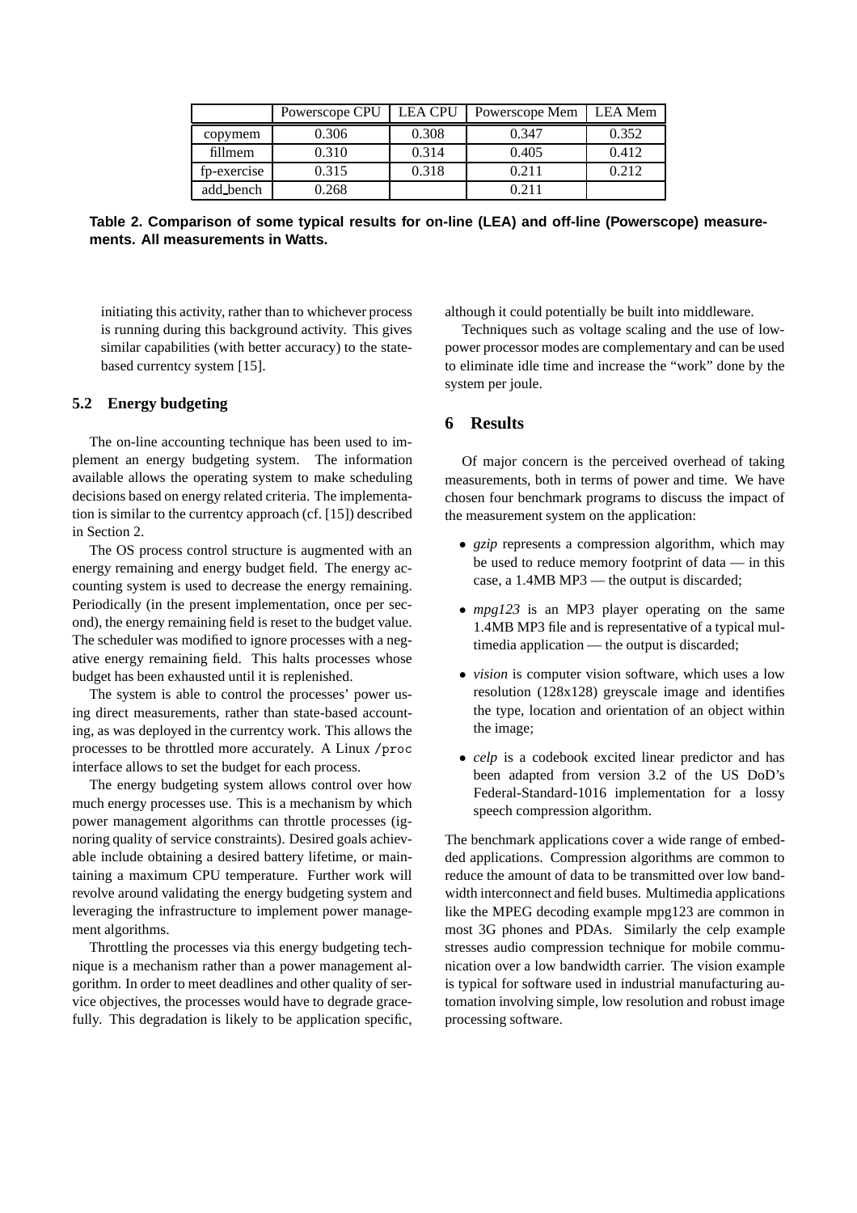| | Powerscope CPU | LEA CPU | Powerscope Mem | LEA Mem |
|---|---|---|---|---|
| copymem | 0.306 | 0.308 | 0.347 | 0.352 |
| fillmem | 0.310 | 0.314 | 0.405 | 0.412 |
| fp-exercise | 0.315 | 0.318 | 0.211 | 0.212 |
| add_bench | 0.268 | | 0.211 | |

**Table 2. Comparison of some typical results for on-line (LEA) and off-line (Powerscope) measurements. All measurements in Watts.**

initiating this activity, rather than to whichever process is running during this background activity. This gives similar capabilities (with better accuracy) to the state-based currentcy system [15].

### 5.2 Energy budgeting

The on-line accounting technique has been used to implement an energy budgeting system. The information available allows the operating system to make scheduling decisions based on energy related criteria. The implementation is similar to the currentcy approach (cf. [15]) described in Section 2.

The OS process control structure is augmented with an energy remaining and energy budget field. The energy accounting system is used to decrease the energy remaining. Periodically (in the present implementation, once per second), the energy remaining field is reset to the budget value. The scheduler was modified to ignore processes with a negative energy remaining field. This halts processes whose budget has been exhausted until it is replenished.

The system is able to control the processes' power using direct measurements, rather than state-based accounting, as was deployed in the currentcy work. This allows the processes to be throttled more accurately. A Linux /proc interface allows to set the budget for each process.

The energy budgeting system allows control over how much energy processes use. This is a mechanism by which power management algorithms can throttle processes (ignoring quality of service constraints). Desired goals achievable include obtaining a desired battery lifetime, or maintaining a maximum CPU temperature. Further work will revolve around validating the energy budgeting system and leveraging the infrastructure to implement power management algorithms.

Throttling the processes via this energy budgeting technique is a mechanism rather than a power management algorithm. In order to meet deadlines and other quality of service objectives, the processes would have to degrade gracefully. This degradation is likely to be application specific, although it could potentially be built into middleware.

Techniques such as voltage scaling and the use of low-power processor modes are complementary and can be used to eliminate idle time and increase the "work" done by the system per joule.

## 6 Results

Of major concern is the perceived overhead of taking measurements, both in terms of power and time. We have chosen four benchmark programs to discuss the impact of the measurement system on the application:

- *gzip* represents a compression algorithm, which may be used to reduce memory footprint of data — in this case, a 1.4MB MP3 — the output is discarded;
- *mpg123* is an MP3 player operating on the same 1.4MB MP3 file and is representative of a typical multimedia application — the output is discarded;
- *vision* is computer vision software, which uses a low resolution (128x128) greyscale image and identifies the type, location and orientation of an object within the image;
- *celp* is a codebook excited linear predictor and has been adapted from version 3.2 of the US DoD's Federal-Standard-1016 implementation for a lossy speech compression algorithm.

The benchmark applications cover a wide range of embedded applications. Compression algorithms are common to reduce the amount of data to be transmitted over low bandwidth interconnect and field buses. Multimedia applications like the MPEG decoding example mpg123 are common in most 3G phones and PDAs. Similarly the celp example stresses audio compression technique for mobile communication over a low bandwidth carrier. The vision example is typical for software used in industrial manufacturing automation involving simple, low resolution and robust image processing software.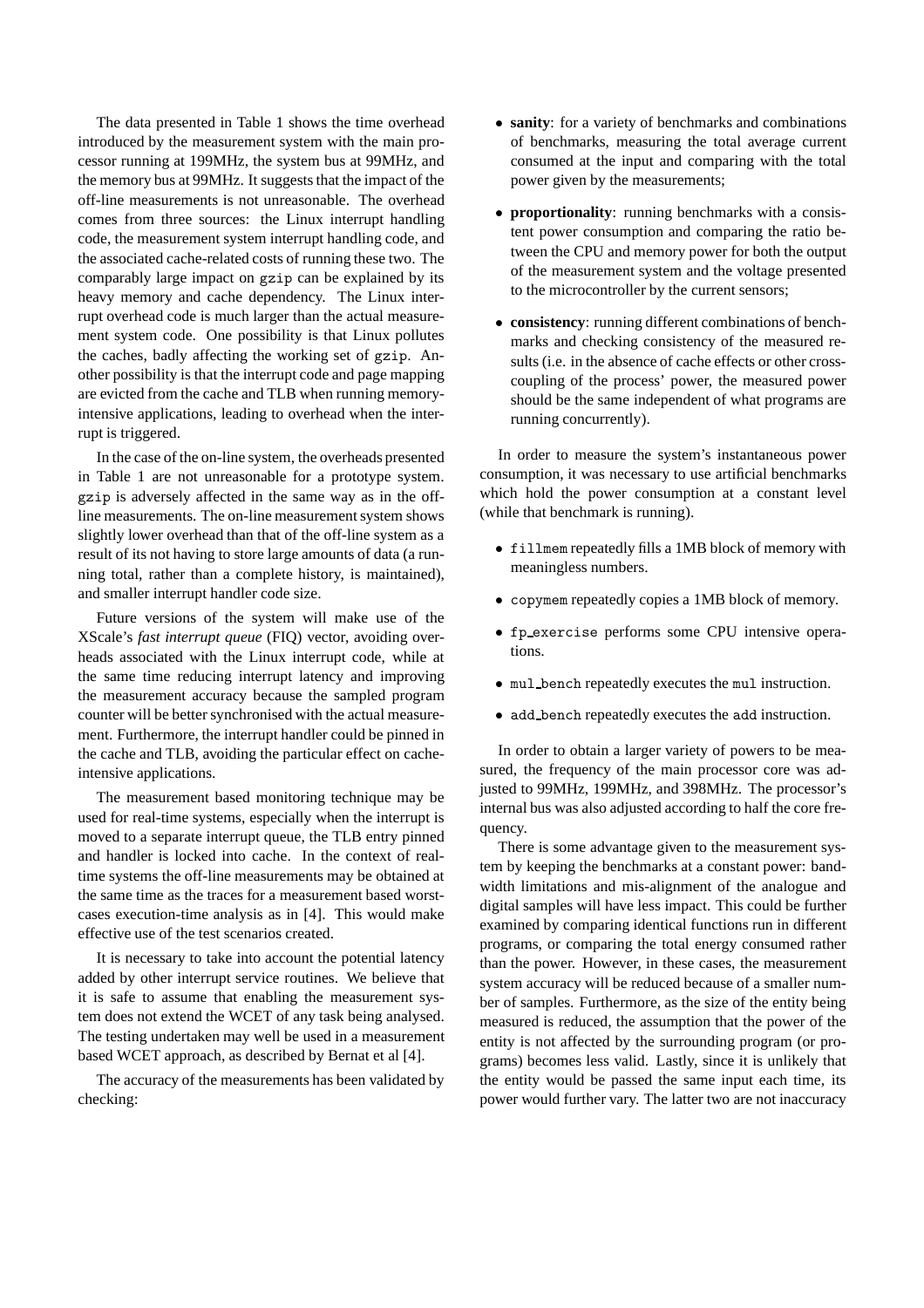The data presented in Table 1 shows the time overhead introduced by the measurement system with the main processor running at 199MHz, the system bus at 99MHz, and the memory bus at 99MHz. It suggests that the impact of the off-line measurements is not unreasonable. The overhead comes from three sources: the Linux interrupt handling code, the measurement system interrupt handling code, and the associated cache-related costs of running these two. The comparably large impact on `gzip` can be explained by its heavy memory and cache dependency. The Linux interrupt overhead code is much larger than the actual measurement system code. One possibility is that Linux pollutes the caches, badly affecting the working set of `gzip`. Another possibility is that the interrupt code and page mapping are evicted from the cache and TLB when running memory-intensive applications, leading to overhead when the interrupt is triggered.

In the case of the on-line system, the overheads presented in Table 1 are not unreasonable for a prototype system. `gzip` is adversely affected in the same way as in the off-line measurements. The on-line measurement system shows slightly lower overhead than that of the off-line system as a result of its not having to store large amounts of data (a running total, rather than a complete history, is maintained), and smaller interrupt handler code size.

Future versions of the system will make use of the XScale's *fast interrupt queue* (FIQ) vector, avoiding overheads associated with the Linux interrupt code, while at the same time reducing interrupt latency and improving the measurement accuracy because the sampled program counter will be better synchronised with the actual measurement. Furthermore, the interrupt handler could be pinned in the cache and TLB, avoiding the particular effect on cache-intensive applications.

The measurement based monitoring technique may be used for real-time systems, especially when the interrupt is moved to a separate interrupt queue, the TLB entry pinned and handler is locked into cache. In the context of real-time systems the off-line measurements may be obtained at the same time as the traces for a measurement based worst-cases execution-time analysis as in [4]. This would make effective use of the test scenarios created.

It is necessary to take into account the potential latency added by other interrupt service routines. We believe that it is safe to assume that enabling the measurement system does not extend the WCET of any task being analysed. The testing undertaken may well be used in a measurement based WCET approach, as described by Bernat et al [4].

The accuracy of the measurements has been validated by checking:

- **sanity**: for a variety of benchmarks and combinations of benchmarks, measuring the total average current consumed at the input and comparing with the total power given by the measurements;
- **proportionality**: running benchmarks with a consistent power consumption and comparing the ratio between the CPU and memory power for both the output of the measurement system and the voltage presented to the microcontroller by the current sensors;
- **consistency**: running different combinations of benchmarks and checking consistency of the measured results (i.e. in the absence of cache effects or other cross-coupling of the process' power, the measured power should be the same independent of what programs are running concurrently).

In order to measure the system's instantaneous power consumption, it was necessary to use artificial benchmarks which hold the power consumption at a constant level (while that benchmark is running).

- `fillmem` repeatedly fills a 1MB block of memory with meaningless numbers.
- `copymem` repeatedly copies a 1MB block of memory.
- `fp_exercise` performs some CPU intensive operations.
- `mul_bench` repeatedly executes the `mul` instruction.
- `add_bench` repeatedly executes the `add` instruction.

In order to obtain a larger variety of powers to be measured, the frequency of the main processor core was adjusted to 99MHz, 199MHz, and 398MHz. The processor's internal bus was also adjusted according to half the core frequency.

There is some advantage given to the measurement system by keeping the benchmarks at a constant power: bandwidth limitations and mis-alignment of the analogue and digital samples will have less impact. This could be further examined by comparing identical functions run in different programs, or comparing the total energy consumed rather than the power. However, in these cases, the measurement system accuracy will be reduced because of a smaller number of samples. Furthermore, as the size of the entity being measured is reduced, the assumption that the power of the entity is not affected by the surrounding program (or programs) becomes less valid. Lastly, since it is unlikely that the entity would be passed the same input each time, its power would further vary. The latter two are not inaccuracy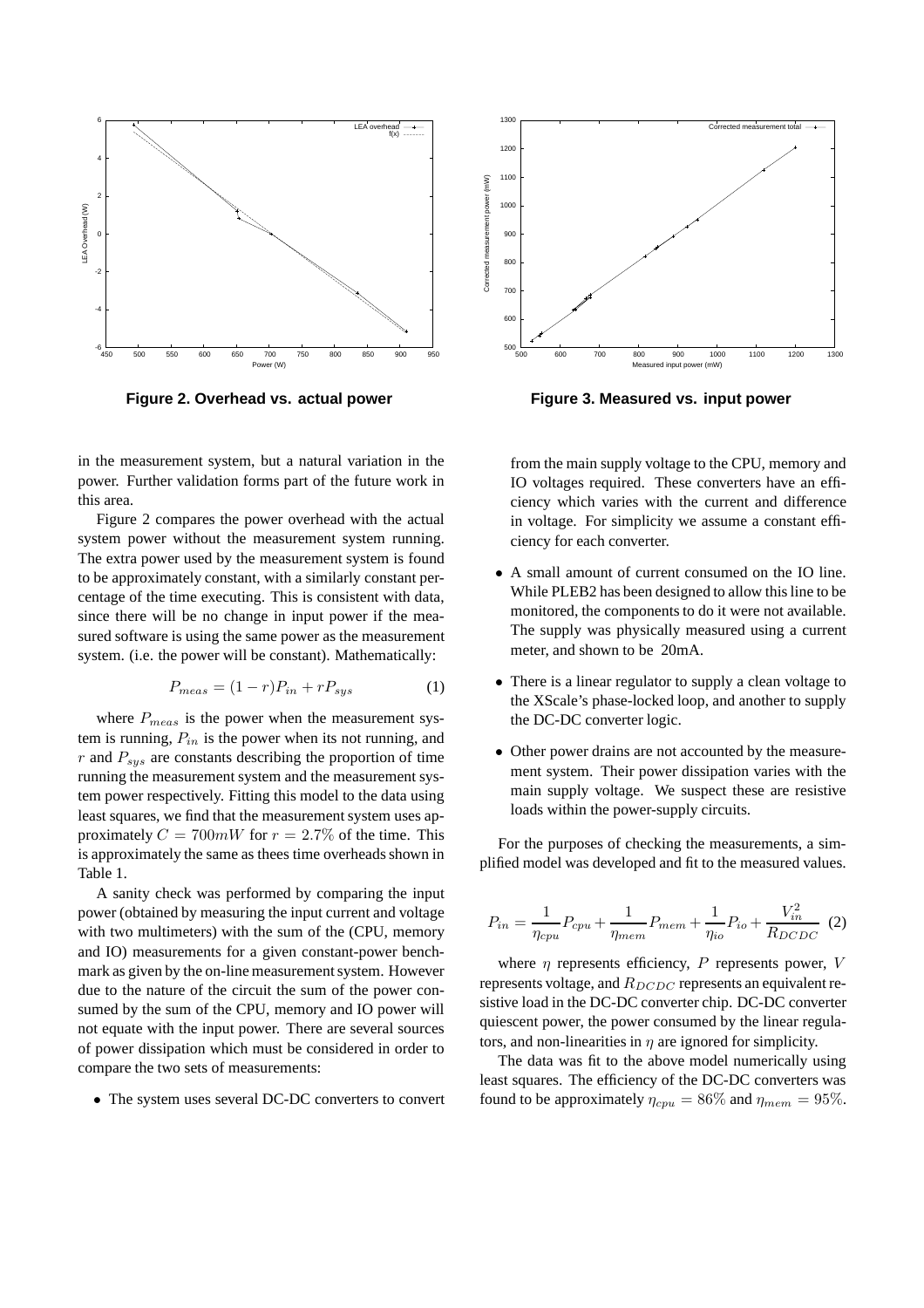**Figure 2. Overhead vs. actual power**

**Figure 3. Measured vs. input power**

in the measurement system, but a natural variation in the power. Further validation forms part of the future work in this area.

Figure 2 compares the power overhead with the actual system power without the measurement system running. The extra power used by the measurement system is found to be approximately constant, with a similarly constant percentage of the time executing. This is consistent with data, since there will be no change in input power if the measured software is using the same power as the measurement system. (i.e. the power will be constant). Mathematically:

$$P_{meas} = (1-r)P_{in} + rP_{sys} \tag{1}$$

where $P_{meas}$ is the power when the measurement system is running, $P_{in}$ is the power when its not running, and $r$ and $P_{sys}$ are constants describing the proportion of time running the measurement system and the measurement system power respectively. Fitting this model to the data using least squares, we find that the measurement system uses approximately $C = 700mW$ for $r = 2.7\%$ of the time. This is approximately the same as thees time overheads shown in Table 1.

A sanity check was performed by comparing the input power (obtained by measuring the input current and voltage with two multimeters) with the sum of the (CPU, memory and IO) measurements for a given constant-power benchmark as given by the on-line measurement system. However due to the nature of the circuit the sum of the power consumed by the sum of the CPU, memory and IO power will not equate with the input power. There are several sources of power dissipation which must be considered in order to compare the two sets of measurements:

- The system uses several DC-DC converters to convert from the main supply voltage to the CPU, memory and IO voltages required. These converters have an efficiency which varies with the current and difference in voltage. For simplicity we assume a constant efficiency for each converter.
- A small amount of current consumed on the IO line. While PLEB2 has been designed to allow this line to be monitored, the components to do it were not available. The supply was physically measured using a current meter, and shown to be 20mA.
- There is a linear regulator to supply a clean voltage to the XScale's phase-locked loop, and another to supply the DC-DC converter logic.
- Other power drains are not accounted by the measurement system. Their power dissipation varies with the main supply voltage. We suspect these are resistive loads within the power-supply circuits.

For the purposes of checking the measurements, a simplified model was developed and fit to the measured values.

$$P_{in} = \frac{1}{\eta_{cpu}} P_{cpu} + \frac{1}{\eta_{mem}} P_{mem} + \frac{1}{\eta_{io}} P_{io} + \frac{V_{in}^2}{R_{DCDC}} \tag{2}$$

where $\eta$ represents efficiency, $P$ represents power, $V$ represents voltage, and $R_{DCDC}$ represents an equivalent resistive load in the DC-DC converter chip. DC-DC converter quiescent power, the power consumed by the linear regulators, and non-linearities in $\eta$ are ignored for simplicity.

The data was fit to the above model numerically using least squares. The efficiency of the DC-DC converters was found to be approximately $\eta_{cpu} = 86\%$ and $\eta_{mem} = 95\%$.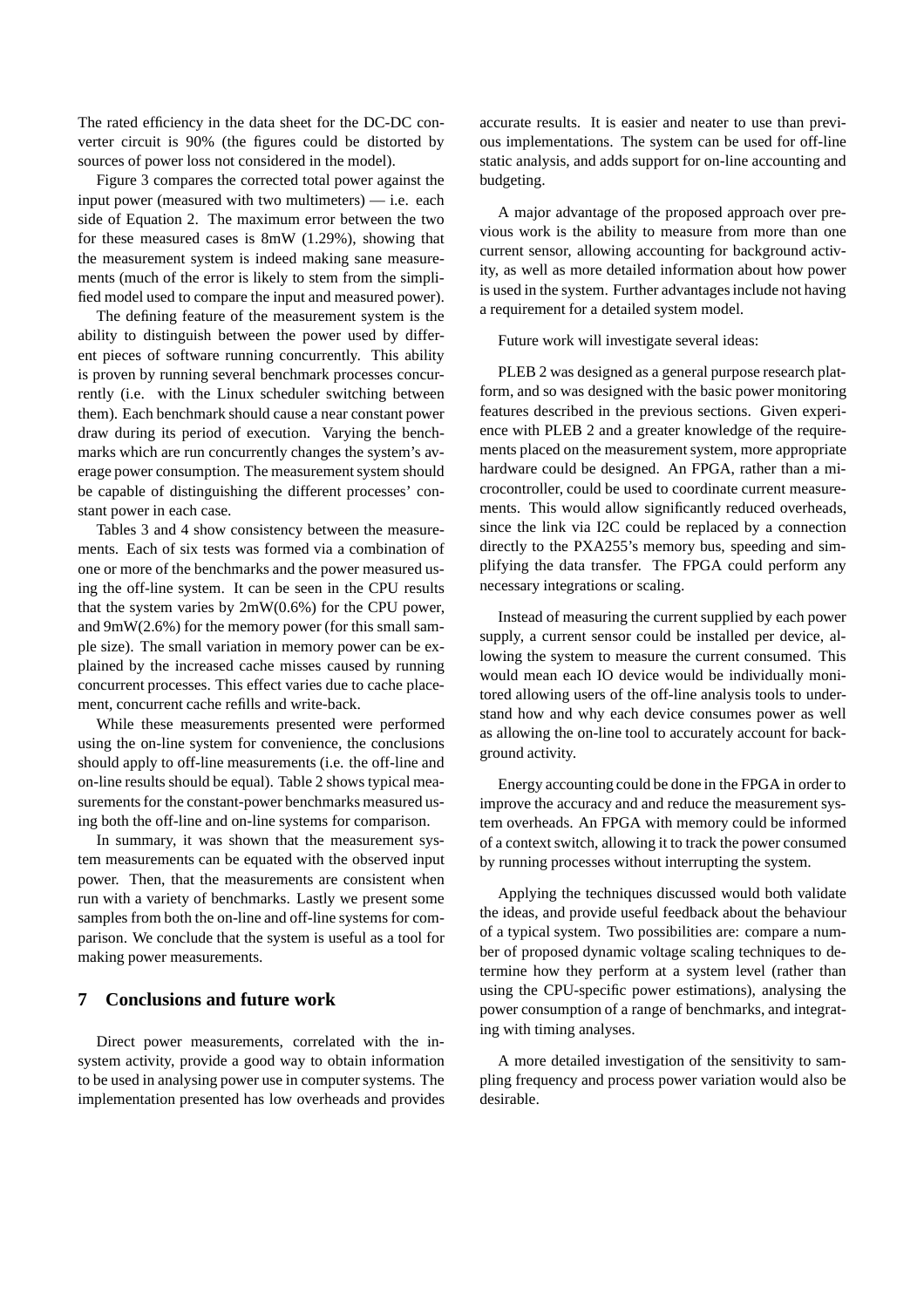The rated efficiency in the data sheet for the DC-DC converter circuit is 90% (the figures could be distorted by sources of power loss not considered in the model).

Figure 3 compares the corrected total power against the input power (measured with two multimeters) — i.e. each side of Equation 2. The maximum error between the two for these measured cases is 8mW (1.29%), showing that the measurement system is indeed making sane measurements (much of the error is likely to stem from the simplified model used to compare the input and measured power).

The defining feature of the measurement system is the ability to distinguish between the power used by different pieces of software running concurrently. This ability is proven by running several benchmark processes concurrently (i.e. with the Linux scheduler switching between them). Each benchmark should cause a near constant power draw during its period of execution. Varying the benchmarks which are run concurrently changes the system's average power consumption. The measurement system should be capable of distinguishing the different processes' constant power in each case.

Tables 3 and 4 show consistency between the measurements. Each of six tests was formed via a combination of one or more of the benchmarks and the power measured using the off-line system. It can be seen in the CPU results that the system varies by 2mW(0.6%) for the CPU power, and 9mW(2.6%) for the memory power (for this small sample size). The small variation in memory power can be explained by the increased cache misses caused by running concurrent processes. This effect varies due to cache placement, concurrent cache refills and write-back.

While these measurements presented were performed using the on-line system for convenience, the conclusions should apply to off-line measurements (i.e. the off-line and on-line results should be equal). Table 2 shows typical measurements for the constant-power benchmarks measured using both the off-line and on-line systems for comparison.

In summary, it was shown that the measurement system measurements can be equated with the observed input power. Then, that the measurements are consistent when run with a variety of benchmarks. Lastly we present some samples from both the on-line and off-line systems for comparison. We conclude that the system is useful as a tool for making power measurements.

## 7 Conclusions and future work

Direct power measurements, correlated with the in-system activity, provide a good way to obtain information to be used in analysing power use in computer systems. The implementation presented has low overheads and provides accurate results. It is easier and neater to use than previous implementations. The system can be used for off-line static analysis, and adds support for on-line accounting and budgeting.

A major advantage of the proposed approach over previous work is the ability to measure from more than one current sensor, allowing accounting for background activity, as well as more detailed information about how power is used in the system. Further advantages include not having a requirement for a detailed system model.

Future work will investigate several ideas:

PLEB 2 was designed as a general purpose research platform, and so was designed with the basic power monitoring features described in the previous sections. Given experience with PLEB 2 and a greater knowledge of the requirements placed on the measurement system, more appropriate hardware could be designed. An FPGA, rather than a microcontroller, could be used to coordinate current measurements. This would allow significantly reduced overheads, since the link via I2C could be replaced by a connection directly to the PXA255's memory bus, speeding and simplifying the data transfer. The FPGA could perform any necessary integrations or scaling.

Instead of measuring the current supplied by each power supply, a current sensor could be installed per device, allowing the system to measure the current consumed. This would mean each IO device would be individually monitored allowing users of the off-line analysis tools to understand how and why each device consumes power as well as allowing the on-line tool to accurately account for background activity.

Energy accounting could be done in the FPGA in order to improve the accuracy and and reduce the measurement system overheads. An FPGA with memory could be informed of a context switch, allowing it to track the power consumed by running processes without interrupting the system.

Applying the techniques discussed would both validate the ideas, and provide useful feedback about the behaviour of a typical system. Two possibilities are: compare a number of proposed dynamic voltage scaling techniques to determine how they perform at a system level (rather than using the CPU-specific power estimations), analysing the power consumption of a range of benchmarks, and integrating with timing analyses.

A more detailed investigation of the sensitivity to sampling frequency and process power variation would also be desirable.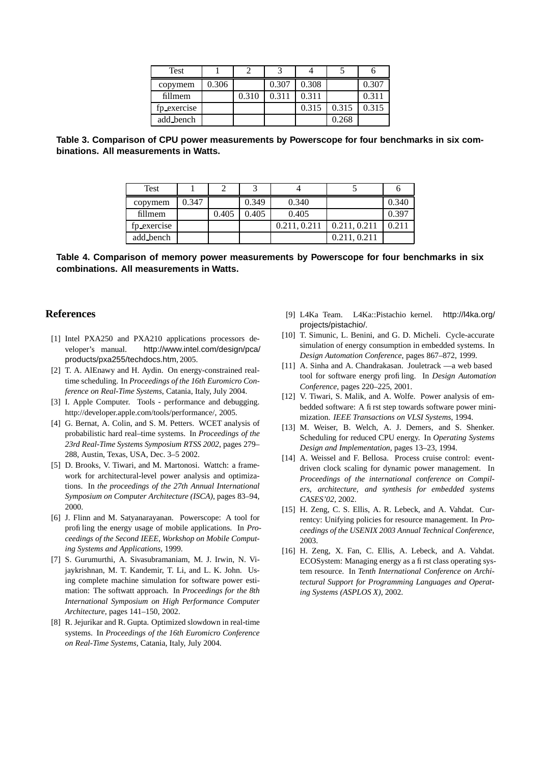| Test | 1 | 2 | 3 | 4 | 5 | 6 |
|---|---|---|---|---|---|---|
| copymem | 0.306 | | 0.307 | 0.308 | | 0.307 |
| fillmem | | 0.310 | 0.311 | 0.311 | | 0.311 |
| fp_exercise | | | | 0.315 | 0.315 | 0.315 |
| add_bench | | | | | 0.268 | |

**Table 3. Comparison of CPU power measurements by Powerscope for four benchmarks in six combinations. All measurements in Watts.**

| Test | 1 | 2 | 3 | 4 | 5 | 6 |
|---|---|---|---|---|---|---|
| copymem | 0.347 | | 0.349 | 0.340 | | 0.340 |
| fillmem | | 0.405 | 0.405 | 0.405 | | 0.397 |
| fp_exercise | | | | 0.211, 0.211 | 0.211, 0.211 | 0.211 |
| add_bench | | | | | 0.211, 0.211 | |

**Table 4. Comparison of memory power measurements by Powerscope for four benchmarks in six combinations. All measurements in Watts.**

## References

[1] Intel PXA250 and PXA210 applications processors developer's manual. http://www.intel.com/design/pca/products/pxa255/techdocs.htm, 2005.

[2] T. A. AlEnawy and H. Aydin. On energy-constrained real-time scheduling. In *Proceedings of the 16th Euromicro Conference on Real-Time Systems*, Catania, Italy, July 2004.

[3] I. Apple Computer. Tools - performance and debugging. http://developer.apple.com/tools/performance/, 2005.

[4] G. Bernat, A. Colin, and S. M. Petters. WCET analysis of probabilistic hard real–time systems. In *Proceedings of the 23rd Real-Time Systems Symposium RTSS 2002*, pages 279–288, Austin, Texas, USA, Dec. 3–5 2002.

[5] D. Brooks, V. Tiwari, and M. Martonosi. Wattch: a framework for architectural-level power analysis and optimizations. In *the proceedings of the 27th Annual International Symposium on Computer Architecture (ISCA)*, pages 83–94, 2000.

[6] J. Flinn and M. Satyanarayanan. Powerscope: A tool for profiling the energy usage of mobile applications. In *Proceedings of the Second IEEE, Workshop on Mobile Computing Systems and Applications*, 1999.

[7] S. Gurumurthi, A. Sivasubramaniam, M. J. Irwin, N. Vijaykrishnan, M. T. Kandemir, T. Li, and L. K. John. Using complete machine simulation for software power estimation: The softwatt approach. In *Proceedings for the 8th International Symposium on High Performance Computer Architecture*, pages 141–150, 2002.

[8] R. Jejurikar and R. Gupta. Optimized slowdown in real-time systems. In *Proceedings of the 16th Euromicro Conference on Real-Time Systems*, Catania, Italy, July 2004.

[9] L4Ka Team. L4Ka::Pistachio kernel. http://l4ka.org/projects/pistachio/.

[10] T. Simunic, L. Benini, and G. D. Micheli. Cycle-accurate simulation of energy consumption in embedded systems. In *Design Automation Conference*, pages 867–872, 1999.

[11] A. Sinha and A. Chandrakasan. Jouletrack —a web based tool for software energy profiling. In *Design Automation Conference*, pages 220–225, 2001.

[12] V. Tiwari, S. Malik, and A. Wolfe. Power analysis of embedded software: A first step towards software power minimization. *IEEE Transactions on VLSI Systems*, 1994.

[13] M. Weiser, B. Welch, A. J. Demers, and S. Shenker. Scheduling for reduced CPU energy. In *Operating Systems Design and Implementation*, pages 13–23, 1994.

[14] A. Weissel and F. Bellosa. Process cruise control: event-driven clock scaling for dynamic power management. In *Proceedings of the international conference on Compilers, architecture, and synthesis for embedded systems CASES'02*, 2002.

[15] H. Zeng, C. S. Ellis, A. R. Lebeck, and A. Vahdat. Currentcy: Unifying policies for resource management. In *Proceedings of the USENIX 2003 Annual Technical Conference*, 2003.

[16] H. Zeng, X. Fan, C. Ellis, A. Lebeck, and A. Vahdat. ECOSystem: Managing energy as a first class operating system resource. In *Tenth International Conference on Architectural Support for Programming Languages and Operating Systems (ASPLOS X)*, 2002.